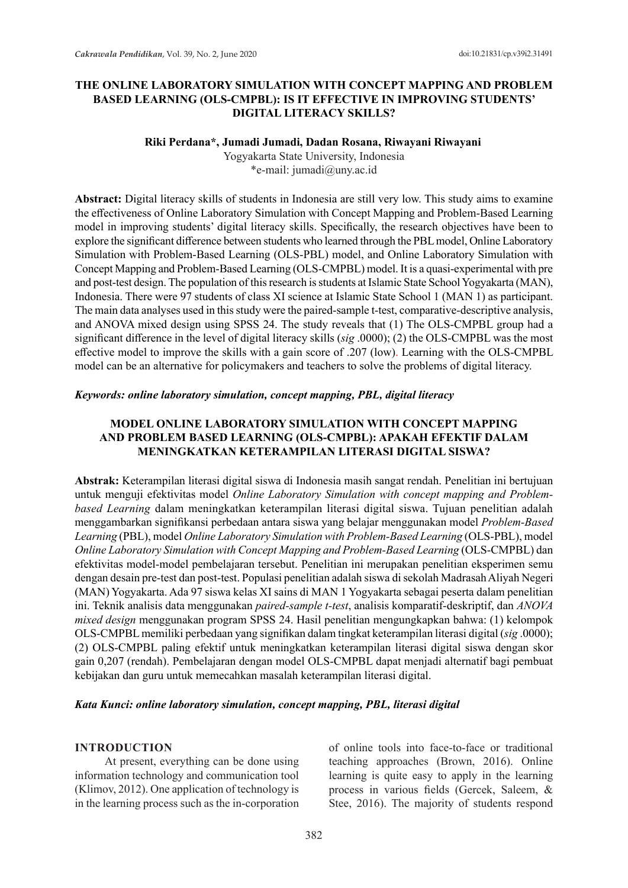# THE ONLINE LABORATORY SIMULATION WITH CONCEPT MAPPING AND PROBLEM BASED LEARNING (OLS-CMPBL): IS IT EFFECTIVE IN IMPROVING STUDENTS' DIGITAL LITERACY SKILLS?

**Riki Perdana\*, Jumadi Jumadi, Dadan Rosana, Riwayani Riwayani**

Yogyakarta State University, Indonesia

\*e-mail: jumadi@uny.ac.id

**Abstract:** Digital literacy skills of students in Indonesia are still very low. This study aims to examine the effectiveness of Online Laboratory Simulation with Concept Mapping and Problem-Based Learning model in improving students' digital literacy skills. Specifically, the research objectives have been to explore the significant difference between students who learned through the PBL model, Online Laboratory Simulation with Problem-Based Learning (OLS-PBL) model, and Online Laboratory Simulation with Concept Mapping and Problem-Based Learning (OLS-CMPBL) model. It is a quasi-experimental with pre and post-test design. The population of this research is students at Islamic State School Yogyakarta (MAN), Indonesia. There were 97 students of class XI science at Islamic State School 1 (MAN 1) as participant. The main data analyses used in this study were the paired-sample t-test, comparative-descriptive analysis, and ANOVA mixed design using SPSS 24. The study reveals that (1) The OLS-CMPBL group had a significant difference in the level of digital literacy skills (*sig* .0000); (2) the OLS-CMPBL was the most effective model to improve the skills with a gain score of .207 (low). Learning with the OLS-CMPBL model can be an alternative for policymakers and teachers to solve the problems of digital literacy.

***Keywords: online laboratory simulation, concept mapping, PBL, digital literacy***

# MODEL ONLINE LABORATORY SIMULATION WITH CONCEPT MAPPING AND PROBLEM BASED LEARNING (OLS-CMPBL): APAKAH EFEKTIF DALAM MENINGKATKAN KETERAMPILAN LITERASI DIGITAL SISWA?

**Abstrak:** Keterampilan literasi digital siswa di Indonesia masih sangat rendah. Penelitian ini bertujuan untuk menguji efektivitas model *Online Laboratory Simulation with concept mapping and Problem-based Learning* dalam meningkatkan keterampilan literasi digital siswa. Tujuan penelitian adalah menggambarkan signifikansi perbedaan antara siswa yang belajar menggunakan model *Problem-Based Learning* (PBL), model *Online Laboratory Simulation with Problem-Based Learning* (OLS-PBL), model *Online Laboratory Simulation with Concept Mapping and Problem-Based Learning* (OLS-CMPBL) dan efektivitas model-model pembelajaran tersebut. Penelitian ini merupakan penelitian eksperimen semu dengan desain pre-test dan post-test. Populasi penelitian adalah siswa di sekolah Madrasah Aliyah Negeri (MAN) Yogyakarta. Ada 97 siswa kelas XI sains di MAN 1 Yogyakarta sebagai peserta dalam penelitian ini. Teknik analisis data menggunakan *paired-sample t-test*, analisis komparatif-deskriptif, dan *ANOVA mixed design* menggunakan program SPSS 24. Hasil penelitian mengungkapkan bahwa: (1) kelompok OLS-CMPBL memiliki perbedaan yang signifikan dalam tingkat keterampilan literasi digital (*sig* .0000); (2) OLS-CMPBL paling efektif untuk meningkatkan keterampilan literasi digital siswa dengan skor gain 0,207 (rendah). Pembelajaran dengan model OLS-CMPBL dapat menjadi alternatif bagi pembuat kebijakan dan guru untuk memecahkan masalah keterampilan literasi digital.

***Kata Kunci: online laboratory simulation, concept mapping, PBL, literasi digital***

## INTRODUCTION

At present, everything can be done using information technology and communication tool (Klimov, 2012). One application of technology is in the learning process such as the in-corporation of online tools into face-to-face or traditional teaching approaches (Brown, 2016). Online learning is quite easy to apply in the learning process in various fields (Gercek, Saleem, & Stee, 2016). The majority of students respond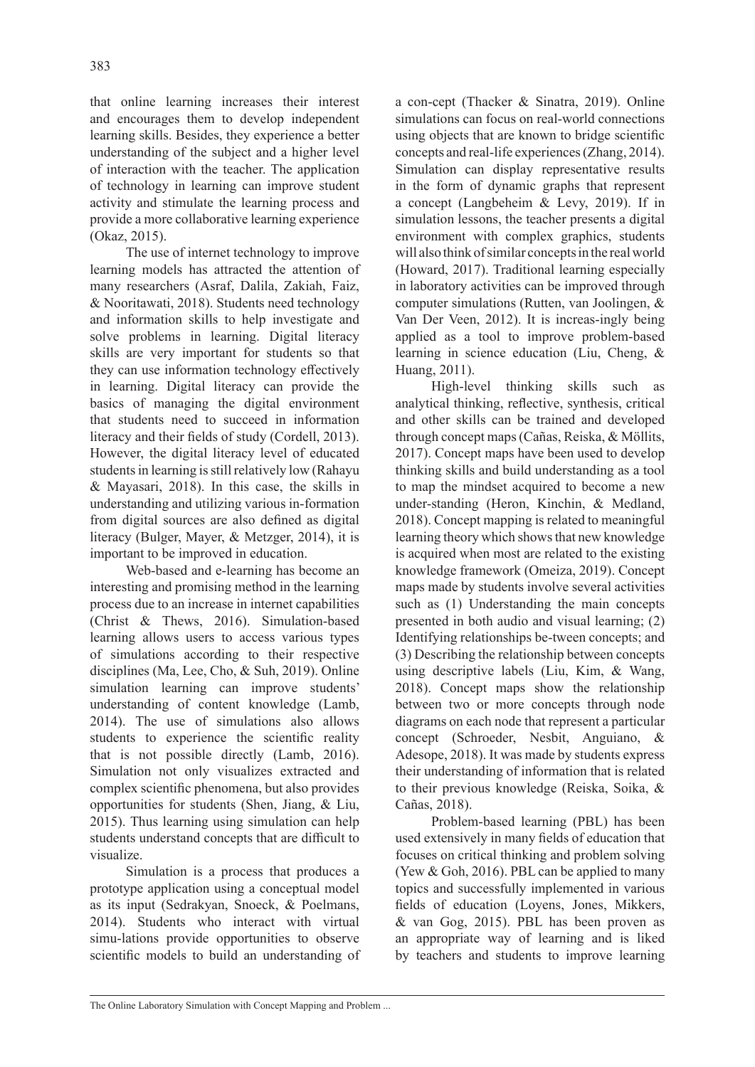that online learning increases their interest and encourages them to develop independent learning skills. Besides, they experience a better understanding of the subject and a higher level of interaction with the teacher. The application of technology in learning can improve student activity and stimulate the learning process and provide a more collaborative learning experience (Okaz, 2015).

The use of internet technology to improve learning models has attracted the attention of many researchers (Asraf, Dalila, Zakiah, Faiz, & Nooritawati, 2018). Students need technology and information skills to help investigate and solve problems in learning. Digital literacy skills are very important for students so that they can use information technology effectively in learning. Digital literacy can provide the basics of managing the digital environment that students need to succeed in information literacy and their fields of study (Cordell, 2013). However, the digital literacy level of educated students in learning is still relatively low (Rahayu & Mayasari, 2018). In this case, the skills in understanding and utilizing various in-formation from digital sources are also defined as digital literacy (Bulger, Mayer, & Metzger, 2014), it is important to be improved in education.

Web-based and e-learning has become an interesting and promising method in the learning process due to an increase in internet capabilities (Christ & Thews, 2016). Simulation-based learning allows users to access various types of simulations according to their respective disciplines (Ma, Lee, Cho, & Suh, 2019). Online simulation learning can improve students' understanding of content knowledge (Lamb, 2014). The use of simulations also allows students to experience the scientific reality that is not possible directly (Lamb, 2016). Simulation not only visualizes extracted and complex scientific phenomena, but also provides opportunities for students (Shen, Jiang, & Liu, 2015). Thus learning using simulation can help students understand concepts that are difficult to visualize.

Simulation is a process that produces a prototype application using a conceptual model as its input (Sedrakyan, Snoeck, & Poelmans, 2014). Students who interact with virtual simu-lations provide opportunities to observe scientific models to build an understanding of a con-cept (Thacker & Sinatra, 2019). Online simulations can focus on real-world connections using objects that are known to bridge scientific concepts and real-life experiences (Zhang, 2014). Simulation can display representative results in the form of dynamic graphs that represent a concept (Langbeheim & Levy, 2019). If in simulation lessons, the teacher presents a digital environment with complex graphics, students will also think of similar concepts in the real world (Howard, 2017). Traditional learning especially in laboratory activities can be improved through computer simulations (Rutten, van Joolingen, & Van Der Veen, 2012). It is increas-ingly being applied as a tool to improve problem-based learning in science education (Liu, Cheng, & Huang, 2011).

High-level thinking skills such as analytical thinking, reflective, synthesis, critical and other skills can be trained and developed through concept maps (Cañas, Reiska, & Möllits, 2017). Concept maps have been used to develop thinking skills and build understanding as a tool to map the mindset acquired to become a new under-standing (Heron, Kinchin, & Medland, 2018). Concept mapping is related to meaningful learning theory which shows that new knowledge is acquired when most are related to the existing knowledge framework (Omeiza, 2019). Concept maps made by students involve several activities such as (1) Understanding the main concepts presented in both audio and visual learning; (2) Identifying relationships be-tween concepts; and (3) Describing the relationship between concepts using descriptive labels (Liu, Kim, & Wang, 2018). Concept maps show the relationship between two or more concepts through node diagrams on each node that represent a particular concept (Schroeder, Nesbit, Anguiano, & Adesope, 2018). It was made by students express their understanding of information that is related to their previous knowledge (Reiska, Soika, & Cañas, 2018).

Problem-based learning (PBL) has been used extensively in many fields of education that focuses on critical thinking and problem solving (Yew & Goh, 2016). PBL can be applied to many topics and successfully implemented in various fields of education (Loyens, Jones, Mikkers, & van Gog, 2015). PBL has been proven as an appropriate way of learning and is liked by teachers and students to improve learning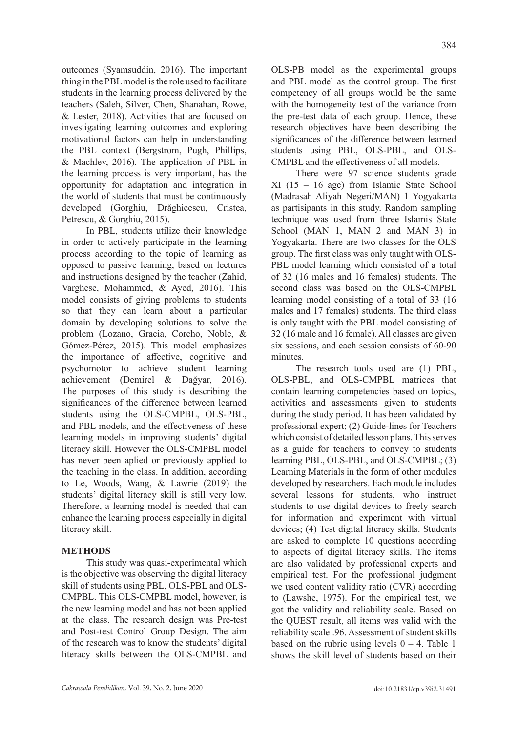outcomes (Syamsuddin, 2016). The important thing in the PBL model is the role used to facilitate students in the learning process delivered by the teachers (Saleh, Silver, Chen, Shanahan, Rowe, & Lester, 2018). Activities that are focused on investigating learning outcomes and exploring motivational factors can help in understanding the PBL context (Bergstrom, Pugh, Phillips, & Machlev, 2016). The application of PBL in the learning process is very important, has the opportunity for adaptation and integration in the world of students that must be continuously developed (Gorghiu, Drăghicescu, Cristea, Petrescu, & Gorghiu, 2015).

In PBL, students utilize their knowledge in order to actively participate in the learning process according to the topic of learning as opposed to passive learning, based on lectures and instructions designed by the teacher (Zahid, Varghese, Mohammed, & Ayed, 2016). This model consists of giving problems to students so that they can learn about a particular domain by developing solutions to solve the problem (Lozano, Gracia, Corcho, Noble, & Gómez-Pérez, 2015). This model emphasizes the importance of affective, cognitive and psychomotor to achieve student learning achievement (Demirel & Dağyar, 2016). The purposes of this study is describing the significances of the difference between learned students using the OLS-CMPBL, OLS-PBL, and PBL models, and the effectiveness of these learning models in improving students' digital literacy skill. However the OLS-CMPBL model has never been aplied or previously applied to the teaching in the class. In addition, according to Le, Woods, Wang, & Lawrie (2019) the students' digital literacy skill is still very low. Therefore, a learning model is needed that can enhance the learning process especially in digital literacy skill.

## METHODS

This study was quasi-experimental which is the objective was observing the digital literacy skill of students using PBL, OLS-PBL and OLS-CMPBL. This OLS-CMPBL model, however, is the new learning model and has not been applied at the class. The research design was Pre-test and Post-test Control Group Design. The aim of the research was to know the students' digital literacy skills between the OLS-CMPBL and OLS-PB model as the experimental groups and PBL model as the control group. The first competency of all groups would be the same with the homogeneity test of the variance from the pre-test data of each group. Hence, these research objectives have been describing the significances of the difference between learned students using PBL, OLS-PBL, and OLS-CMPBL and the effectiveness of all models.

There were 97 science students grade XI (15 – 16 age) from Islamic State School (Madrasah Aliyah Negeri/MAN) 1 Yogyakarta as partisipants in this study. Random sampling technique was used from three Islamis State School (MAN 1, MAN 2 and MAN 3) in Yogyakarta. There are two classes for the OLS group. The first class was only taught with OLS-PBL model learning which consisted of a total of 32 (16 males and 16 females) students. The second class was based on the OLS-CMPBL learning model consisting of a total of 33 (16 males and 17 females) students. The third class is only taught with the PBL model consisting of 32 (16 male and 16 female). All classes are given six sessions, and each session consists of 60-90 minutes.

The research tools used are (1) PBL, OLS-PBL, and OLS-CMPBL matrices that contain learning competencies based on topics, activities and assessments given to students during the study period. It has been validated by professional expert; (2) Guide-lines for Teachers which consist of detailed lesson plans. This serves as a guide for teachers to convey to students learning PBL, OLS-PBL, and OLS-CMPBL; (3) Learning Materials in the form of other modules developed by researchers. Each module includes several lessons for students, who instruct students to use digital devices to freely search for information and experiment with virtual devices; (4) Test digital literacy skills. Students are asked to complete 10 questions according to aspects of digital literacy skills. The items are also validated by professional experts and empirical test. For the professional judgment we used content validity ratio (CVR) according to (Lawshe, 1975). For the empirical test, we got the validity and reliability scale. Based on the QUEST result, all items was valid with the reliability scale .96. Assessment of student skills based on the rubric using levels 0 – 4. Table 1 shows the skill level of students based on their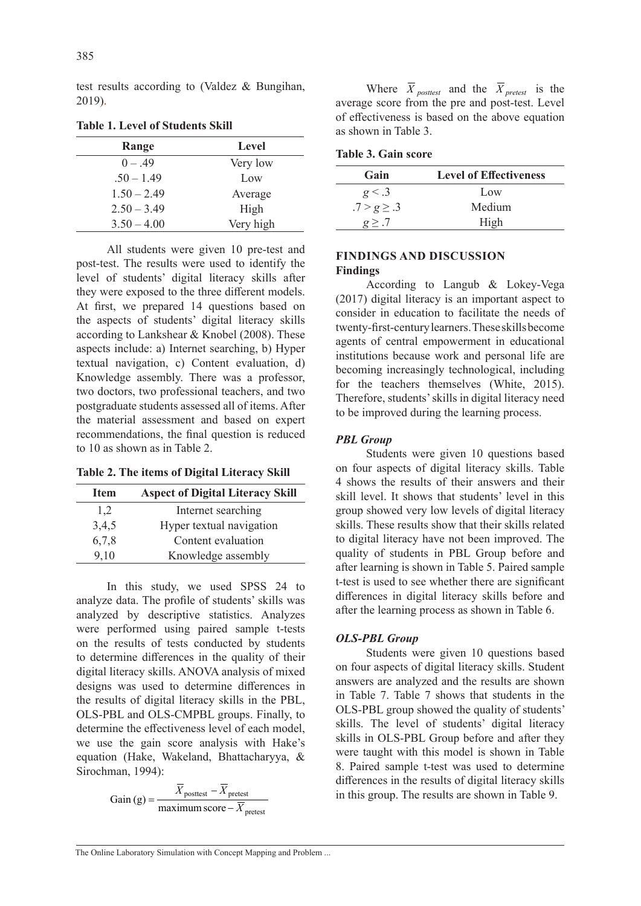test results according to (Valdez & Bungihan, 2019).

**Table 1. Level of Students Skill**

| Range | Level |
|---|---|
| 0 – .49 | Very low |
| .50 – 1.49 | Low |
| 1.50 – 2.49 | Average |
| 2.50 – 3.49 | High |
| 3.50 – 4.00 | Very high |

All students were given 10 pre-test and post-test. The results were used to identify the level of students' digital literacy skills after they were exposed to the three different models. At first, we prepared 14 questions based on the aspects of students' digital literacy skills according to Lankshear & Knobel (2008). These aspects include: a) Internet searching, b) Hyper textual navigation, c) Content evaluation, d) Knowledge assembly. There was a professor, two doctors, two professional teachers, and two postgraduate students assessed all of items. After the material assessment and based on expert recommendations, the final question is reduced to 10 as shown as in Table 2.

**Table 2. The items of Digital Literacy Skill**

| Item | Aspect of Digital Literacy Skill |
|---|---|
| 1,2 | Internet searching |
| 3,4,5 | Hyper textual navigation |
| 6,7,8 | Content evaluation |
| 9,10 | Knowledge assembly |

In this study, we used SPSS 24 to analyze data. The profile of students' skills was analyzed by descriptive statistics. Analyzes were performed using paired sample t-tests on the results of tests conducted by students to determine differences in the quality of their digital literacy skills. ANOVA analysis of mixed designs was used to determine differences in the results of digital literacy skills in the PBL, OLS-PBL and OLS-CMPBL groups. Finally, to determine the effectiveness level of each model, we use the gain score analysis with Hake's equation (Hake, Wakeland, Bhattacharyya, & Sirochman, 1994):

$$\text{Gain (g)} = \frac{\overline{X}_{\text{posttest}} - \overline{X}_{\text{pretest}}}{\text{maximum score} - \overline{X}_{\text{pretest}}}$$

Where $\overline{X}_{posttest}$ and the $\overline{X}_{pretest}$ is the average score from the pre and post-test. Level of effectiveness is based on the above equation as shown in Table 3.

**Table 3. Gain score**

| Gain | Level of Effectiveness |
|---|---|
| $g < .3$ | Low |
| $.7 > g \geq .3$ | Medium |
| $g \geq .7$ | High |

## FINDINGS AND DISCUSSION

### Findings

According to Langub & Lokey-Vega (2017) digital literacy is an important aspect to consider in education to facilitate the needs of twenty-first-century learners. These skills become agents of central empowerment in educational institutions because work and personal life are becoming increasingly technological, including for the teachers themselves (White, 2015). Therefore, students' skills in digital literacy need to be improved during the learning process.

#### *PBL Group*

Students were given 10 questions based on four aspects of digital literacy skills. Table 4 shows the results of their answers and their skill level. It shows that students' level in this group showed very low levels of digital literacy skills. These results show that their skills related to digital literacy have not been improved. The quality of students in PBL Group before and after learning is shown in Table 5. Paired sample t-test is used to see whether there are significant differences in digital literacy skills before and after the learning process as shown in Table 6.

#### *OLS-PBL Group*

Students were given 10 questions based on four aspects of digital literacy skills. Student answers are analyzed and the results are shown in Table 7. Table 7 shows that students in the OLS-PBL group showed the quality of students' skills. The level of students' digital literacy skills in OLS-PBL Group before and after they were taught with this model is shown in Table 8. Paired sample t-test was used to determine differences in the results of digital literacy skills in this group. The results are shown in Table 9.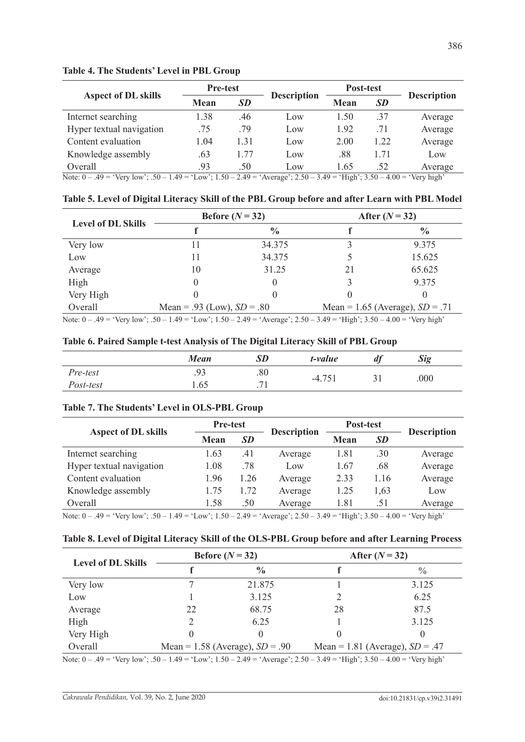**Table 4. The Students' Level in PBL Group**

| Aspect of DL skills | Pre-test | | Description | Post-test | | Description |
|---|---|---|---|---|---|---|
| | Mean | *SD* | | Mean | *SD* | |
| Internet searching | 1.38 | .46 | Low | 1.50 | .37 | Average |
| Hyper textual navigation | .75 | .79 | Low | 1.92 | .71 | Average |
| Content evaluation | 1.04 | 1.31 | Low | 2.00 | 1.22 | Average |
| Knowledge assembly | .63 | 1.77 | Low | .88 | 1.71 | Low |
| Overall | .93 | .50 | Low | 1.65 | .52 | Average |

Note: 0 – .49 = 'Very low'; .50 – 1.49 = 'Low'; 1.50 – 2.49 = 'Average'; 2.50 – 3.49 = 'High'; 3.50 – 4.00 = 'Very high'

**Table 5. Level of Digital Literacy Skill of the PBL Group before and after Learn with PBL Model**

| Level of DL Skills | Before (*N* = 32) | | After (*N* = 32) | |
|---|---|---|---|---|
| | f | % | f | % |
| Very low | 11 | 34.375 | 3 | 9.375 |
| Low | 11 | 34.375 | 5 | 15.625 |
| Average | 10 | 31.25 | 21 | 65.625 |
| High | 0 | 0 | 3 | 9.375 |
| Very High | 0 | 0 | 0 | 0 |
| Overall | Mean = .93 (Low), *SD* = .80 | | Mean = 1.65 (Average), *SD* = .71 | |

Note: 0 – .49 = 'Very low'; .50 – 1.49 = 'Low'; 1.50 – 2.49 = 'Average'; 2.50 – 3.49 = 'High'; 3.50 – 4.00 = 'Very high'

**Table 6. Paired Sample t-test Analysis of The Digital Literacy Skill of PBL Group**

| | *Mean* | *SD* | *t-value* | *df* | *Sig* |
|---|---|---|---|---|---|
| *Pre-test* | .93 | .80 | -4.751 | 31 | .000 |
| *Post-test* | 1.65 | .71 | | | |

**Table 7. The Students' Level in OLS-PBL Group**

| Aspect of DL skills | Pre-test | | Description | Post-test | | Description |
|---|---|---|---|---|---|---|
| | Mean | *SD* | | Mean | *SD* | |
| Internet searching | 1.63 | .41 | Average | 1.81 | .30 | Average |
| Hyper textual navigation | 1.08 | .78 | Low | 1.67 | .68 | Average |
| Content evaluation | 1.96 | 1.26 | Average | 2.33 | 1.16 | Average |
| Knowledge assembly | 1.75 | 1.72 | Average | 1.25 | 1,63 | Low |
| Overall | 1.58 | .50 | Average | 1.81 | .51 | Average |

Note: 0 – .49 = 'Very low'; .50 – 1.49 = 'Low'; 1.50 – 2.49 = 'Average'; 2.50 – 3.49 = 'High'; 3.50 – 4.00 = 'Very high'

**Table 8. Level of Digital Literacy Skill of the OLS-PBL Group before and after Learning Process**

| Level of DL Skills | Before (*N* = 32) | | After (*N* = 32) | |
|---|---|---|---|---|
| | f | % | f | % |
| Very low | 7 | 21.875 | 1 | 3.125 |
| Low | 1 | 3.125 | 2 | 6.25 |
| Average | 22 | 68.75 | 28 | 87.5 |
| High | 2 | 6.25 | 1 | 3.125 |
| Very High | 0 | 0 | 0 | 0 |
| Overall | Mean = 1.58 (Average), *SD* = .90 | | Mean = 1.81 (Average), *SD* = .47 | |

Note: 0 – .49 = 'Very low'; .50 – 1.49 = 'Low'; 1.50 – 2.49 = 'Average'; 2.50 – 3.49 = 'High'; 3.50 – 4.00 = 'Very high'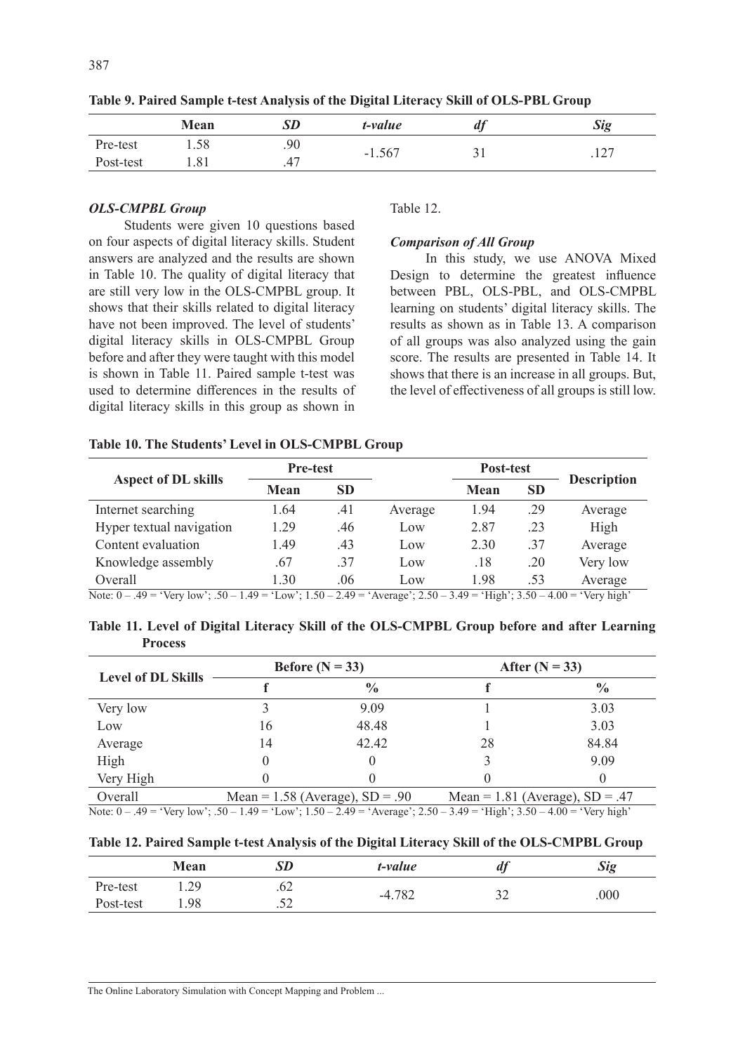**Table 9. Paired Sample t-test Analysis of the Digital Literacy Skill of OLS-PBL Group**

| | Mean | *SD* | *t-value* | *df* | *Sig* |
|---|---|---|---|---|---|
| Pre-test | 1.58 | .90 | -1.567 | 31 | .127 |
| Post-test | 1.81 | .47 | | | |

***OLS-CMPBL Group***

Students were given 10 questions based on four aspects of digital literacy skills. Student answers are analyzed and the results are shown in Table 10. The quality of digital literacy that are still very low in the OLS-CMPBL group. It shows that their skills related to digital literacy have not been improved. The level of students' digital literacy skills in OLS-CMPBL Group before and after they were taught with this model is shown in Table 11. Paired sample t-test was used to determine differences in the results of digital literacy skills in this group as shown in Table 12.

***Comparison of All Group***

In this study, we use ANOVA Mixed Design to determine the greatest influence between PBL, OLS-PBL, and OLS-CMPBL learning on students' digital literacy skills. The results as shown as in Table 13. A comparison of all groups was also analyzed using the gain score. The results are presented in Table 14. It shows that there is an increase in all groups. But, the level of effectiveness of all groups is still low.

**Table 10. The Students' Level in OLS-CMPBL Group**

| Aspect of DL skills | Pre-test | | | Post-test | | Description |
|---|---|---|---|---|---|---|
| | Mean | SD | | Mean | SD | |
| Internet searching | 1.64 | .41 | Average | 1.94 | .29 | Average |
| Hyper textual navigation | 1.29 | .46 | Low | 2.87 | .23 | High |
| Content evaluation | 1.49 | .43 | Low | 2.30 | .37 | Average |
| Knowledge assembly | .67 | .37 | Low | .18 | .20 | Very low |
| Overall | 1.30 | .06 | Low | 1.98 | .53 | Average |

Note: 0 – .49 = 'Very low'; .50 – 1.49 = 'Low'; 1.50 – 2.49 = 'Average'; 2.50 – 3.49 = 'High'; 3.50 – 4.00 = 'Very high'

**Table 11. Level of Digital Literacy Skill of the OLS-CMPBL Group before and after Learning Process**

| Level of DL Skills | Before (N = 33) | | After (N = 33) | |
|---|---|---|---|---|
| | f | % | f | % |
| Very low | 3 | 9.09 | 1 | 3.03 |
| Low | 16 | 48.48 | 1 | 3.03 |
| Average | 14 | 42.42 | 28 | 84.84 |
| High | 0 | 0 | 3 | 9.09 |
| Very High | 0 | 0 | 0 | 0 |
| Overall | Mean = 1.58 (Average), SD = .90 | | Mean = 1.81 (Average), SD = .47 | |

Note: 0 – .49 = 'Very low'; .50 – 1.49 = 'Low'; 1.50 – 2.49 = 'Average'; 2.50 – 3.49 = 'High'; 3.50 – 4.00 = 'Very high'

**Table 12. Paired Sample t-test Analysis of the Digital Literacy Skill of the OLS-CMPBL Group**

| | Mean | *SD* | *t-value* | *df* | *Sig* |
|---|---|---|---|---|---|
| Pre-test | 1.29 | .62 | -4.782 | 32 | .000 |
| Post-test | 1.98 | .52 | | | |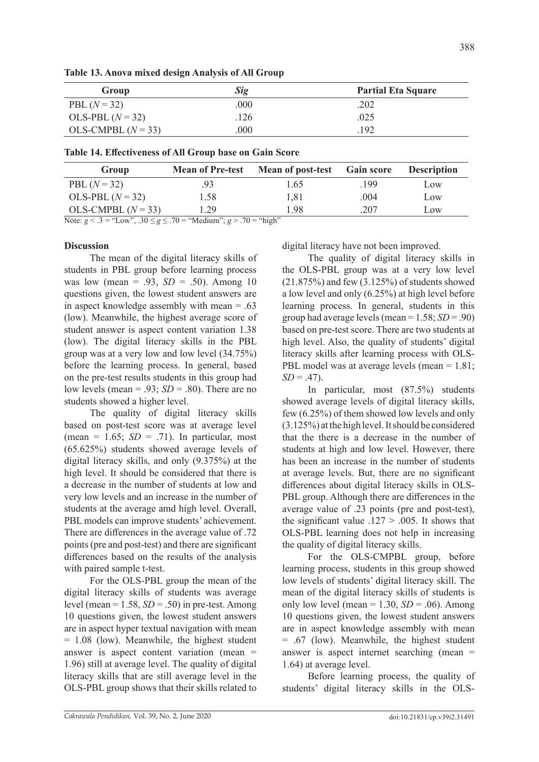**Table 13. Anova mixed design Analysis of All Group**

| Group | *Sig* | Partial Eta Square |
|---|---|---|
| PBL ($N = 32$) | .000 | .202 |
| OLS-PBL ($N = 32$) | .126 | .025 |
| OLS-CMPBL ($N = 33$) | .000 | .192 |

**Table 14. Effectiveness of All Group base on Gain Score**

| Group | Mean of Pre-test | Mean of post-test | Gain score | Description |
|---|---|---|---|---|
| PBL ($N = 32$) | .93 | 1.65 | .199 | Low |
| OLS-PBL ($N = 32$) | 1.58 | 1,81 | .004 | Low |
| OLS-CMPBL ($N = 33$) | 1.29 | 1.98 | .207 | Low |

Note: $g < .3$ = "Low", $.30 \leq g \leq .70$ = "Medium"; $g > .70$ = "high"

**Discussion**

The mean of the digital literacy skills of students in PBL group before learning process was low (mean = .93, *SD* = .50). Among 10 questions given, the lowest student answers are in aspect knowledge assembly with mean = .63 (low). Meanwhile, the highest average score of student answer is aspect content variation 1.38 (low). The digital literacy skills in the PBL group was at a very low and low level (34.75%) before the learning process. In general, based on the pre-test results students in this group had low levels (mean = .93; *SD* = .80). There are no students showed a higher level.

The quality of digital literacy skills based on post-test score was at average level (mean = 1.65; *SD* = .71). In particular, most (65.625%) students showed average levels of digital literacy skills, and only (9.375%) at the high level. It should be considered that there is a decrease in the number of students at low and very low levels and an increase in the number of students at the average amd high level. Overall, PBL models can improve students' achievement. There are differences in the average value of .72 points (pre and post-test) and there are significant differences based on the results of the analysis with paired sample t-test.

For the OLS-PBL group the mean of the digital literacy skills of students was average level (mean = 1.58, *SD* = .50) in pre-test. Among 10 questions given, the lowest student answers are in aspect hyper textual navigation with mean = 1.08 (low). Meanwhile, the highest student answer is aspect content variation (mean = 1.96) still at average level. The quality of digital literacy skills that are still average level in the OLS-PBL group shows that their skills related to digital literacy have not been improved.

The quality of digital literacy skills in the OLS-PBL group was at a very low level (21.875%) and few (3.125%) of students showed a low level and only (6.25%) at high level before learning process. In general, students in this group had average levels (mean = 1.58; *SD* = .90) based on pre-test score. There are two students at high level. Also, the quality of students' digital literacy skills after learning process with OLS-PBL model was at average levels (mean = 1.81; *SD* = .47).

In particular, most (87.5%) students showed average levels of digital literacy skills, few (6.25%) of them showed low levels and only (3.125%) at the high level. It should be considered that the there is a decrease in the number of students at high and low level. However, there has been an increase in the number of students at average levels. But, there are no significant differences about digital literacy skills in OLS-PBL group. Although there are differences in the average value of .23 points (pre and post-test), the significant value .127 > .005. It shows that OLS-PBL learning does not help in increasing the quality of digital literacy skills.

For the OLS-CMPBL group, before learning process, students in this group showed low levels of students' digital literacy skill. The mean of the digital literacy skills of students is only low level (mean = 1.30, *SD* = .06). Among 10 questions given, the lowest student answers are in aspect knowledge assembly with mean = .67 (low). Meanwhile, the highest student answer is aspect internet searching (mean = 1.64) at average level.

Before learning process, the quality of students' digital literacy skills in the OLS-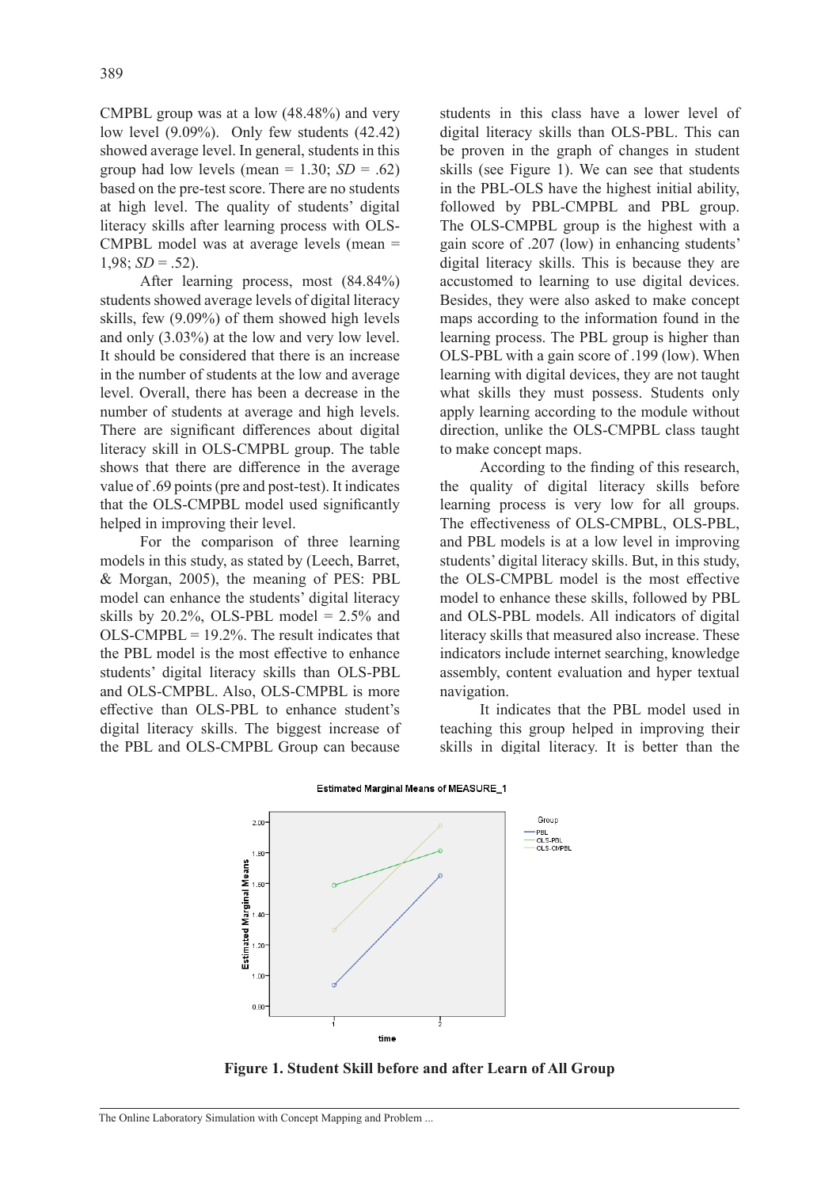CMPBL group was at a low (48.48%) and very low level (9.09%). Only few students (42.42) showed average level. In general, students in this group had low levels (mean = 1.30; *SD* = .62) based on the pre-test score. There are no students at high level. The quality of students' digital literacy skills after learning process with OLS-CMPBL model was at average levels (mean = 1,98; *SD* = .52).

After learning process, most (84.84%) students showed average levels of digital literacy skills, few (9.09%) of them showed high levels and only (3.03%) at the low and very low level. It should be considered that there is an increase in the number of students at the low and average level. Overall, there has been a decrease in the number of students at average and high levels. There are significant differences about digital literacy skill in OLS-CMPBL group. The table shows that there are difference in the average value of .69 points (pre and post-test). It indicates that the OLS-CMPBL model used significantly helped in improving their level.

For the comparison of three learning models in this study, as stated by (Leech, Barret, & Morgan, 2005), the meaning of PES: PBL model can enhance the students' digital literacy skills by 20.2%, OLS-PBL model = 2.5% and OLS-CMPBL = 19.2%. The result indicates that the PBL model is the most effective to enhance students' digital literacy skills than OLS-PBL and OLS-CMPBL. Also, OLS-CMPBL is more effective than OLS-PBL to enhance student's digital literacy skills. The biggest increase of the PBL and OLS-CMPBL Group can because students in this class have a lower level of digital literacy skills than OLS-PBL. This can be proven in the graph of changes in student skills (see Figure 1). We can see that students in the PBL-OLS have the highest initial ability, followed by PBL-CMPBL and PBL group. The OLS-CMPBL group is the highest with a gain score of .207 (low) in enhancing students' digital literacy skills. This is because they are accustomed to learning to use digital devices. Besides, they were also asked to make concept maps according to the information found in the learning process. The PBL group is higher than OLS-PBL with a gain score of .199 (low). When learning with digital devices, they are not taught what skills they must possess. Students only apply learning according to the module without direction, unlike the OLS-CMPBL class taught to make concept maps.

According to the finding of this research, the quality of digital literacy skills before learning process is very low for all groups. The effectiveness of OLS-CMPBL, OLS-PBL, and PBL models is at a low level in improving students' digital literacy skills. But, in this study, the OLS-CMPBL model is the most effective model to enhance these skills, followed by PBL and OLS-PBL models. All indicators of digital literacy skills that measured also increase. These indicators include internet searching, knowledge assembly, content evaluation and hyper textual navigation.

It indicates that the PBL model used in teaching this group helped in improving their skills in digital literacy. It is better than the

**Figure 1. Student Skill before and after Learn of All Group**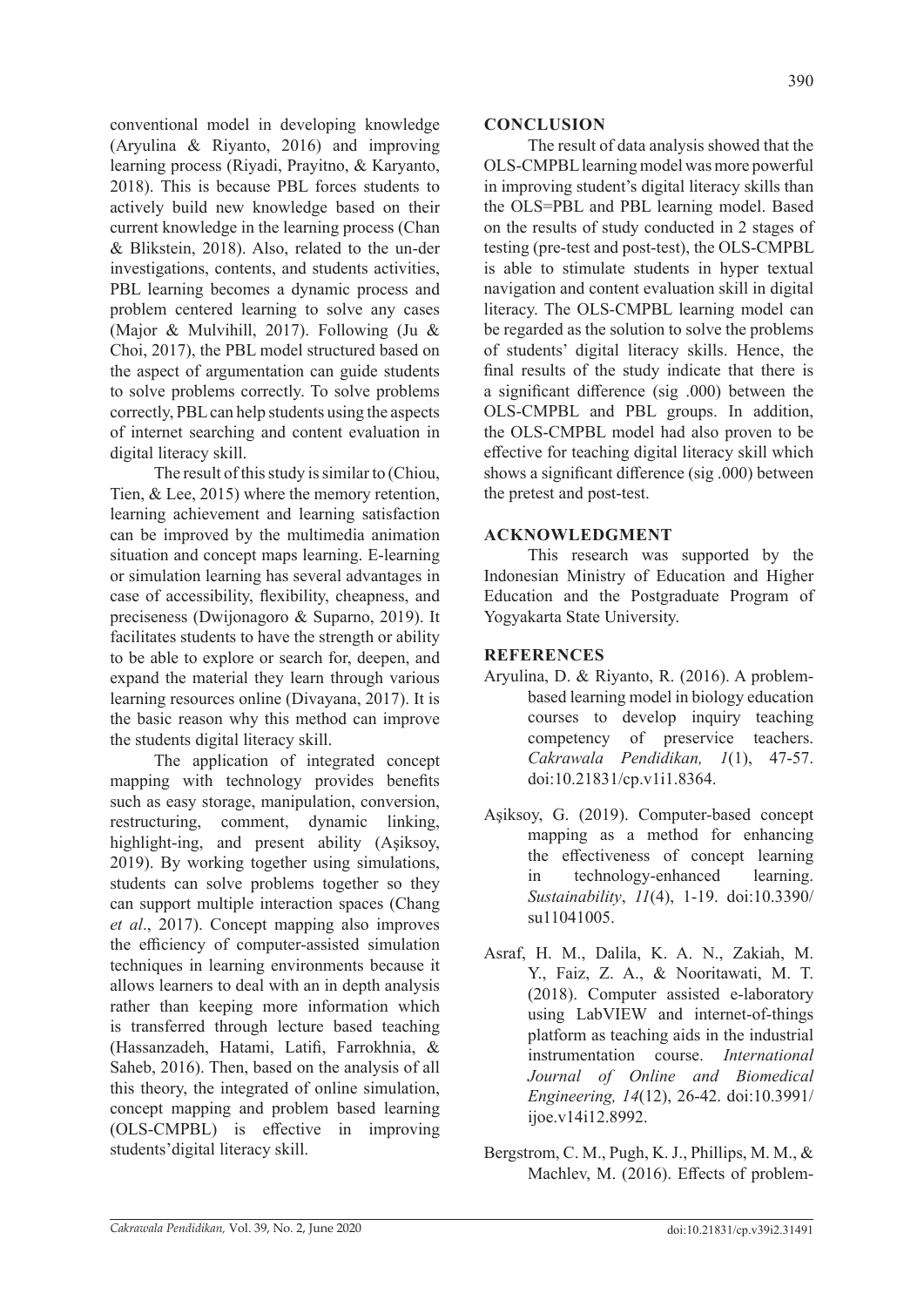conventional model in developing knowledge (Aryulina & Riyanto, 2016) and improving learning process (Riyadi, Prayitno, & Karyanto, 2018). This is because PBL forces students to actively build new knowledge based on their current knowledge in the learning process (Chan & Blikstein, 2018). Also, related to the un-der investigations, contents, and students activities, PBL learning becomes a dynamic process and problem centered learning to solve any cases (Major & Mulvihill, 2017). Following (Ju & Choi, 2017), the PBL model structured based on the aspect of argumentation can guide students to solve problems correctly. To solve problems correctly, PBL can help students using the aspects of internet searching and content evaluation in digital literacy skill.

The result of this study is similar to (Chiou, Tien, & Lee, 2015) where the memory retention, learning achievement and learning satisfaction can be improved by the multimedia animation situation and concept maps learning. E-learning or simulation learning has several advantages in case of accessibility, flexibility, cheapness, and preciseness (Dwijonagoro & Suparno, 2019). It facilitates students to have the strength or ability to be able to explore or search for, deepen, and expand the material they learn through various learning resources online (Divayana, 2017). It is the basic reason why this method can improve the students digital literacy skill.

The application of integrated concept mapping with technology provides benefits such as easy storage, manipulation, conversion, restructuring, comment, dynamic linking, highlight-ing, and present ability (Aşiksoy, 2019). By working together using simulations, students can solve problems together so they can support multiple interaction spaces (Chang *et al*., 2017). Concept mapping also improves the efficiency of computer-assisted simulation techniques in learning environments because it allows learners to deal with an in depth analysis rather than keeping more information which is transferred through lecture based teaching (Hassanzadeh, Hatami, Latifi, Farrokhnia, & Saheb, 2016). Then, based on the analysis of all this theory, the integrated of online simulation, concept mapping and problem based learning (OLS-CMPBL) is effective in improving students'digital literacy skill.

## CONCLUSION

The result of data analysis showed that the OLS-CMPBL learning model was more powerful in improving student's digital literacy skills than the OLS=PBL and PBL learning model. Based on the results of study conducted in 2 stages of testing (pre-test and post-test), the OLS-CMPBL is able to stimulate students in hyper textual navigation and content evaluation skill in digital literacy. The OLS-CMPBL learning model can be regarded as the solution to solve the problems of students' digital literacy skills. Hence, the final results of the study indicate that there is a significant difference (sig .000) between the OLS-CMPBL and PBL groups. In addition, the OLS-CMPBL model had also proven to be effective for teaching digital literacy skill which shows a significant difference (sig .000) between the pretest and post-test.

## ACKNOWLEDGMENT

This research was supported by the Indonesian Ministry of Education and Higher Education and the Postgraduate Program of Yogyakarta State University.

## REFERENCES

Aryulina, D. & Riyanto, R. (2016). A problem-based learning model in biology education courses to develop inquiry teaching competency of preservice teachers. *Cakrawala Pendidikan, 1*(1), 47-57. doi:10.21831/cp.v1i1.8364.

Aşiksoy, G. (2019). Computer-based concept mapping as a method for enhancing the effectiveness of concept learning in technology-enhanced learning. *Sustainability*, *11*(4), 1-19. doi:10.3390/su11041005.

Asraf, H. M., Dalila, K. A. N., Zakiah, M. Y., Faiz, Z. A., & Nooritawati, M. T. (2018). Computer assisted e-laboratory using LabVIEW and internet-of-things platform as teaching aids in the industrial instrumentation course. *International Journal of Online and Biomedical Engineering, 14*(12), 26-42. doi:10.3991/ijoe.v14i12.8992.

Bergstrom, C. M., Pugh, K. J., Phillips, M. M., & Machlev, M. (2016). Effects of problem-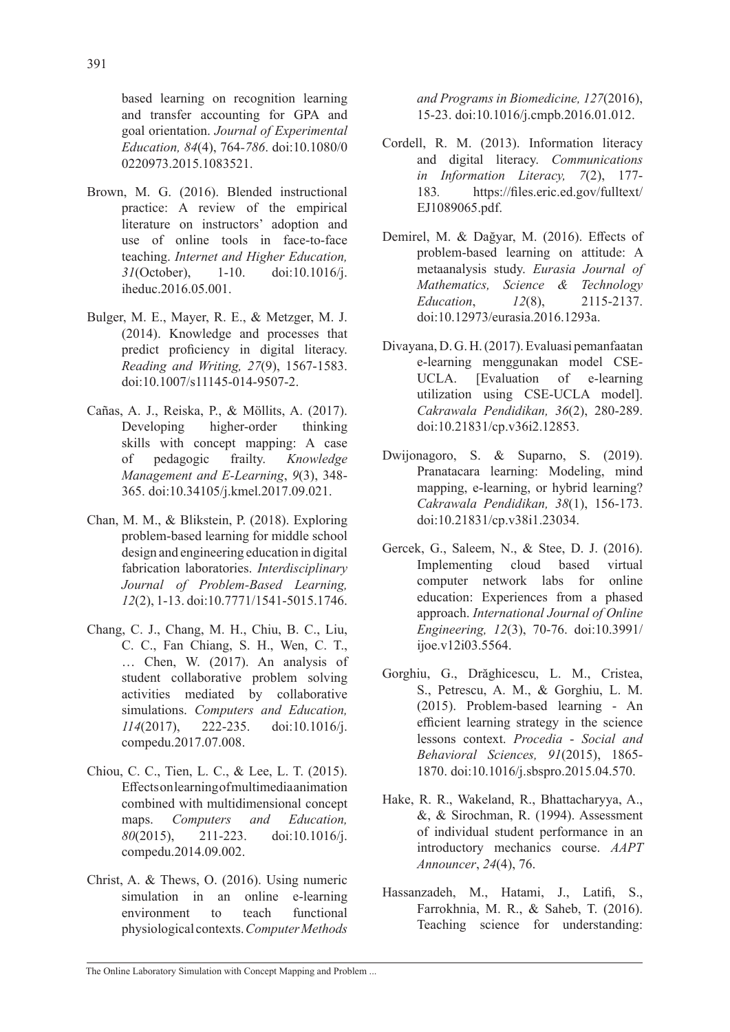based learning on recognition learning and transfer accounting for GPA and goal orientation. *Journal of Experimental Education, 84*(4), 764-*786*. doi:10.1080/00220973.2015.1083521.

Brown, M. G. (2016). Blended instructional practice: A review of the empirical literature on instructors' adoption and use of online tools in face-to-face teaching. *Internet and Higher Education, 31*(October), 1-10. doi:10.1016/j.iheduc.2016.05.001.

Bulger, M. E., Mayer, R. E., & Metzger, M. J. (2014). Knowledge and processes that predict proficiency in digital literacy. *Reading and Writing, 27*(9), 1567-1583. doi:10.1007/s11145-014-9507-2.

Cañas, A. J., Reiska, P., & Möllits, A. (2017). Developing higher-order thinking skills with concept mapping: A case of pedagogic frailty. *Knowledge Management and E-Learning*, *9*(3), 348-365. doi:10.34105/j.kmel.2017.09.021.

Chan, M. M., & Blikstein, P. (2018). Exploring problem-based learning for middle school design and engineering education in digital fabrication laboratories. *Interdisciplinary Journal of Problem-Based Learning, 12*(2), 1-13. doi:10.7771/1541-5015.1746.

Chang, C. J., Chang, M. H., Chiu, B. C., Liu, C. C., Fan Chiang, S. H., Wen, C. T., … Chen, W. (2017). An analysis of student collaborative problem solving activities mediated by collaborative simulations. *Computers and Education, 114*(2017), 222-235. doi:10.1016/j.compedu.2017.07.008.

Chiou, C. C., Tien, L. C., & Lee, L. T. (2015). Effects on learning of multimedia animation combined with multidimensional concept maps. *Computers and Education, 80*(2015), 211-223. doi:10.1016/j.compedu.2014.09.002.

Christ, A. & Thews, O. (2016). Using numeric simulation in an online e-learning environment to teach functional physiological contexts. *Computer Methods and Programs in Biomedicine, 127*(2016), 15-23. doi:10.1016/j.cmpb.2016.01.012.

Cordell, R. M. (2013). Information literacy and digital literacy. *Communications in Information Literacy, 7*(2), 177-183*.* https://files.eric.ed.gov/fulltext/EJ1089065.pdf.

Demirel, M. & Dağyar, M. (2016). Effects of problem-based learning on attitude: A metaanalysis study. *Eurasia Journal of Mathematics, Science & Technology Education*, *12*(8), 2115-2137. doi:10.12973/eurasia.2016.1293a.

Divayana, D. G. H. (2017). Evaluasi pemanfaatan e-learning menggunakan model CSE-UCLA. [Evaluation of e-learning utilization using CSE-UCLA model]. *Cakrawala Pendidikan, 36*(2), 280-289. doi:10.21831/cp.v36i2.12853.

Dwijonagoro, S. & Suparno, S. (2019). Pranatacara learning: Modeling, mind mapping, e-learning, or hybrid learning? *Cakrawala Pendidikan, 38*(1), 156-173. doi:10.21831/cp.v38i1.23034.

Gercek, G., Saleem, N., & Stee, D. J. (2016). Implementing cloud based virtual computer network labs for online education: Experiences from a phased approach. *International Journal of Online Engineering, 12*(3), 70-76. doi:10.3991/ijoe.v12i03.5564.

Gorghiu, G., Drăghicescu, L. M., Cristea, S., Petrescu, A. M., & Gorghiu, L. M. (2015). Problem-based learning - An efficient learning strategy in the science lessons context. *Procedia - Social and Behavioral Sciences, 91*(2015), 1865-1870. doi:10.1016/j.sbspro.2015.04.570.

Hake, R. R., Wakeland, R., Bhattacharyya, A., &, & Sirochman, R. (1994). Assessment of individual student performance in an introductory mechanics course. *AAPT Announcer*, *24*(4), 76.

Hassanzadeh, M., Hatami, J., Latifi, S., Farrokhnia, M. R., & Saheb, T. (2016). Teaching science for understanding: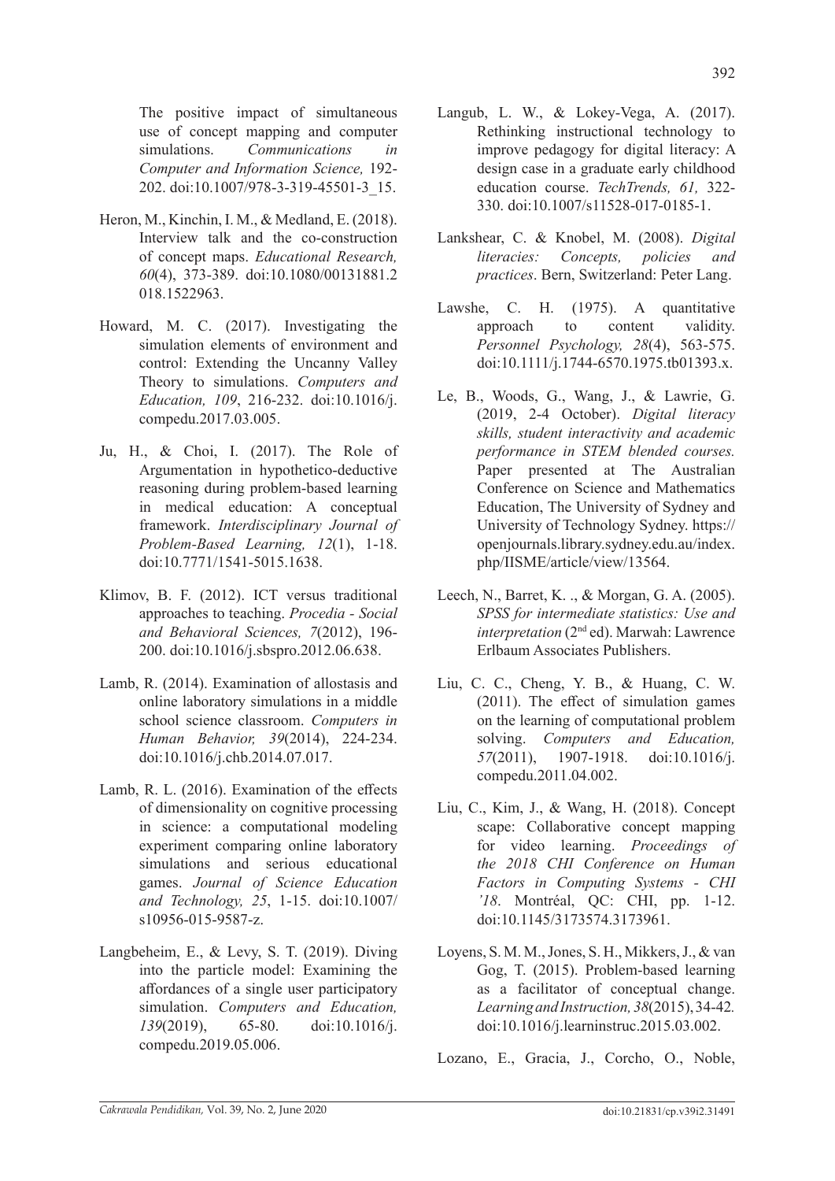The positive impact of simultaneous use of concept mapping and computer simulations. *Communications in Computer and Information Science,* 192-202. doi:10.1007/978-3-319-45501-3_15.

Heron, M., Kinchin, I. M., & Medland, E. (2018). Interview talk and the co-construction of concept maps. *Educational Research, 60*(4), 373-389. doi:10.1080/00131881.2018.1522963.

Howard, M. C. (2017). Investigating the simulation elements of environment and control: Extending the Uncanny Valley Theory to simulations. *Computers and Education, 109*, 216-232. doi:10.1016/j.compedu.2017.03.005.

Ju, H., & Choi, I. (2017). The Role of Argumentation in hypothetico-deductive reasoning during problem-based learning in medical education: A conceptual framework. *Interdisciplinary Journal of Problem-Based Learning, 12*(1), 1-18. doi:10.7771/1541-5015.1638.

Klimov, B. F. (2012). ICT versus traditional approaches to teaching. *Procedia - Social and Behavioral Sciences, 7*(2012), 196-200. doi:10.1016/j.sbspro.2012.06.638.

Lamb, R. (2014). Examination of allostasis and online laboratory simulations in a middle school science classroom. *Computers in Human Behavior, 39*(2014), 224-234. doi:10.1016/j.chb.2014.07.017.

Lamb, R. L. (2016). Examination of the effects of dimensionality on cognitive processing in science: a computational modeling experiment comparing online laboratory simulations and serious educational games. *Journal of Science Education and Technology, 25*, 1-15. doi:10.1007/s10956-015-9587-z.

Langbeheim, E., & Levy, S. T. (2019). Diving into the particle model: Examining the affordances of a single user participatory simulation. *Computers and Education, 139*(2019), 65-80. doi:10.1016/j.compedu.2019.05.006.

Langub, L. W., & Lokey-Vega, A. (2017). Rethinking instructional technology to improve pedagogy for digital literacy: A design case in a graduate early childhood education course. *TechTrends, 61,* 322-330. doi:10.1007/s11528-017-0185-1.

Lankshear, C. & Knobel, M. (2008). *Digital literacies: Concepts, policies and practices*. Bern, Switzerland: Peter Lang.

Lawshe, C. H. (1975). A quantitative approach to content validity. *Personnel Psychology, 28*(4), 563-575. doi:10.1111/j.1744-6570.1975.tb01393.x.

Le, B., Woods, G., Wang, J., & Lawrie, G. (2019, 2-4 October). *Digital literacy skills, student interactivity and academic performance in STEM blended courses.* Paper presented at The Australian Conference on Science and Mathematics Education, The University of Sydney and University of Technology Sydney. https://openjournals.library.sydney.edu.au/index.php/IISME/article/view/13564.

Leech, N., Barret, K. ., & Morgan, G. A. (2005). *SPSS for intermediate statistics: Use and interpretation* (2nd ed). Marwah: Lawrence Erlbaum Associates Publishers.

Liu, C. C., Cheng, Y. B., & Huang, C. W. (2011). The effect of simulation games on the learning of computational problem solving. *Computers and Education, 57*(2011), 1907-1918. doi:10.1016/j.compedu.2011.04.002.

Liu, C., Kim, J., & Wang, H. (2018). Concept scape: Collaborative concept mapping for video learning. *Proceedings of the 2018 CHI Conference on Human Factors in Computing Systems - CHI '18*. Montréal, QC: CHI, pp. 1-12. doi:10.1145/3173574.3173961.

Loyens, S. M. M., Jones, S. H., Mikkers, J., & van Gog, T. (2015). Problem-based learning as a facilitator of conceptual change. *Learning and Instruction, 38*(2015), 34-42. doi:10.1016/j.learninstruc.2015.03.002.

Lozano, E., Gracia, J., Corcho, O., Noble,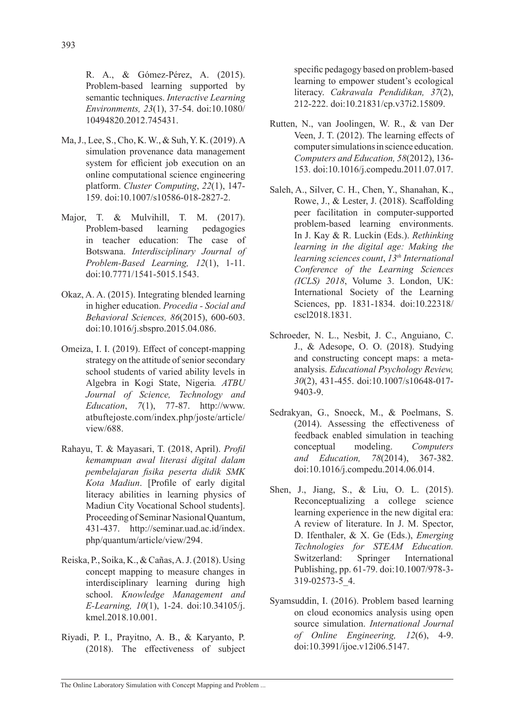R. A., & Gómez-Pérez, A. (2015). Problem-based learning supported by semantic techniques. *Interactive Learning Environments, 23*(1), 37-54. doi:10.1080/10494820.2012.745431.

Ma, J., Lee, S., Cho, K. W., & Suh, Y. K. (2019). A simulation provenance data management system for efficient job execution on an online computational science engineering platform. *Cluster Computing*, *22*(1), 147-159. doi:10.1007/s10586-018-2827-2.

Major, T. & Mulvihill, T. M. (2017). Problem-based learning pedagogies in teacher education: The case of Botswana. *Interdisciplinary Journal of Problem-Based Learning, 12*(1), 1-11. doi:10.7771/1541-5015.1543.

Okaz, A. A. (2015). Integrating blended learning in higher education. *Procedia - Social and Behavioral Sciences, 86*(2015), 600-603. doi:10.1016/j.sbspro.2015.04.086.

Omeiza, I. I. (2019). Effect of concept-mapping strategy on the attitude of senior secondary school students of varied ability levels in Algebra in Kogi State, Nigeria*. ATBU Journal of Science, Technology and Education*, *7*(1), 77-87. http://www.atbuftejoste.com/index.php/joste/article/view/688.

Rahayu, T. & Mayasari, T. (2018, April). *Profil kemampuan awal literasi digital dalam pembelajaran fisika peserta didik SMK Kota Madiun*. [Profile of early digital literacy abilities in learning physics of Madiun City Vocational School students]. Proceeding of Seminar Nasional Quantum, 431-437. http://seminar.uad.ac.id/index.php/quantum/article/view/294.

Reiska, P., Soika, K., & Cañas, A. J. (2018). Using concept mapping to measure changes in interdisciplinary learning during high school. *Knowledge Management and E-Learning, 10*(1), 1-24. doi:10.34105/j.kmel.2018.10.001.

Riyadi, P. I., Prayitno, A. B., & Karyanto, P. (2018). The effectiveness of subject specific pedagogy based on problem-based learning to empower student's ecological literacy. *Cakrawala Pendidikan, 37*(2), 212-222. doi:10.21831/cp.v37i2.15809.

Rutten, N., van Joolingen, W. R., & van Der Veen, J. T. (2012). The learning effects of computer simulations in science education. *Computers and Education, 58*(2012), 136-153. doi:10.1016/j.compedu.2011.07.017.

Saleh, A., Silver, C. H., Chen, Y., Shanahan, K., Rowe, J., & Lester, J. (2018). Scaffolding peer facilitation in computer-supported problem-based learning environments. In J. Kay & R. Luckin (Eds.). *Rethinking learning in the digital age: Making the learning sciences count*, *13th International Conference of the Learning Sciences (ICLS) 2018*, Volume 3. London, UK: International Society of the Learning Sciences, pp. 1831-1834. doi:10.22318/cscl2018.1831.

Schroeder, N. L., Nesbit, J. C., Anguiano, C. J., & Adesope, O. O. (2018). Studying and constructing concept maps: a meta-analysis. *Educational Psychology Review, 30*(2), 431-455. doi:10.1007/s10648-017-9403-9.

Sedrakyan, G., Snoeck, M., & Poelmans, S. (2014). Assessing the effectiveness of feedback enabled simulation in teaching conceptual modeling. *Computers and Education, 78*(2014), 367-382. doi:10.1016/j.compedu.2014.06.014.

Shen, J., Jiang, S., & Liu, O. L. (2015). Reconceptualizing a college science learning experience in the new digital era: A review of literature. In J. M. Spector, D. Ifenthaler, & X. Ge (Eds.), *Emerging Technologies for STEAM Education.* Switzerland: Springer International Publishing, pp. 61-79. doi:10.1007/978-3-319-02573-5_4.

Syamsuddin, I. (2016). Problem based learning on cloud economics analysis using open source simulation. *International Journal of Online Engineering, 12*(6), 4-9. doi:10.3991/ijoe.v12i06.5147.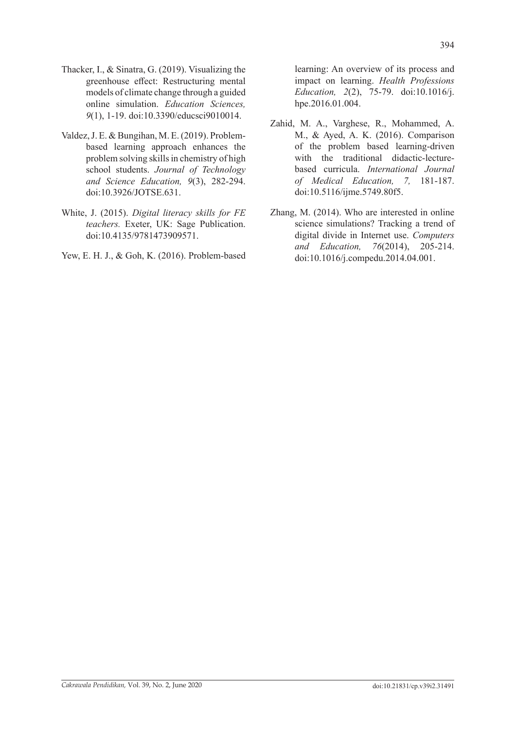Thacker, I., & Sinatra, G. (2019). Visualizing the greenhouse effect: Restructuring mental models of climate change through a guided online simulation. *Education Sciences, 9*(1), 1-19. doi:10.3390/educsci9010014.

Valdez, J. E. & Bungihan, M. E. (2019). Problem-based learning approach enhances the problem solving skills in chemistry of high school students. *Journal of Technology and Science Education, 9*(3), 282-294. doi:10.3926/JOTSE.631.

White, J. (2015). *Digital literacy skills for FE teachers.* Exeter, UK: Sage Publication. doi:10.4135/9781473909571.

Yew, E. H. J., & Goh, K. (2016). Problem-based learning: An overview of its process and impact on learning. *Health Professions Education, 2*(2), 75-79. doi:10.1016/j.hpe.2016.01.004.

Zahid, M. A., Varghese, R., Mohammed, A. M., & Ayed, A. K. (2016). Comparison of the problem based learning-driven with the traditional didactic-lecture-based curricula. *International Journal of Medical Education, 7,* 181-187. doi:10.5116/ijme.5749.80f5.

Zhang, M. (2014). Who are interested in online science simulations? Tracking a trend of digital divide in Internet use. *Computers and Education, 76*(2014), 205-214. doi:10.1016/j.compedu.2014.04.001.